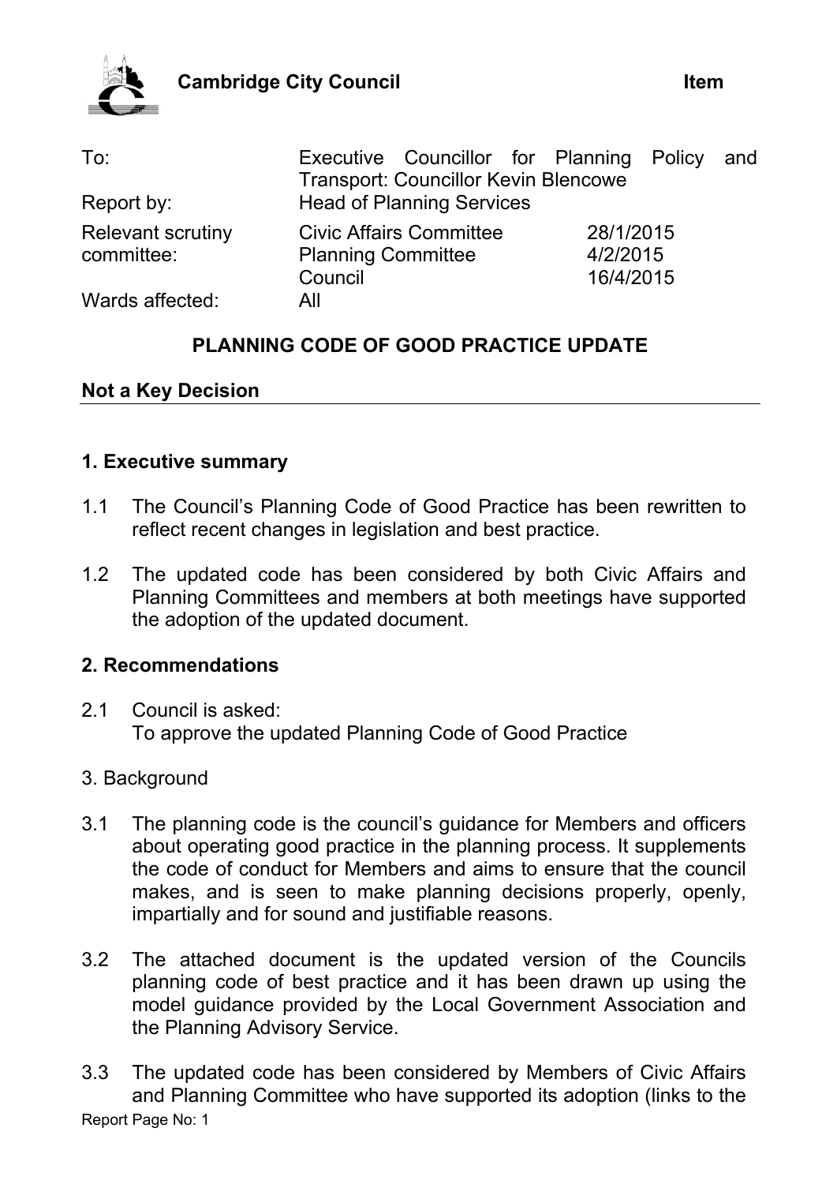**Cambridge City Council** **Item**

| | | |
|---|---|---|
| To: | Executive Councillor for Planning Policy and Transport: Councillor Kevin Blencowe | |
| Report by: | Head of Planning Services | |
| Relevant scrutiny committee: | Civic Affairs Committee | 28/1/2015 |
| | Planning Committee | 4/2/2015 |
| | Council | 16/4/2015 |
| Wards affected: | All | |

## PLANNING CODE OF GOOD PRACTICE UPDATE

**Not a Key Decision**

### 1. Executive summary

1.1 The Council's Planning Code of Good Practice has been rewritten to reflect recent changes in legislation and best practice.

1.2 The updated code has been considered by both Civic Affairs and Planning Committees and members at both meetings have supported the adoption of the updated document.

### 2. Recommendations

2.1 Council is asked:
To approve the updated Planning Code of Good Practice

3. Background

3.1 The planning code is the council's guidance for Members and officers about operating good practice in the planning process. It supplements the code of conduct for Members and aims to ensure that the council makes, and is seen to make planning decisions properly, openly, impartially and for sound and justifiable reasons.

3.2 The attached document is the updated version of the Councils planning code of best practice and it has been drawn up using the model guidance provided by the Local Government Association and the Planning Advisory Service.

3.3 The updated code has been considered by Members of Civic Affairs and Planning Committee who have supported its adoption (links to the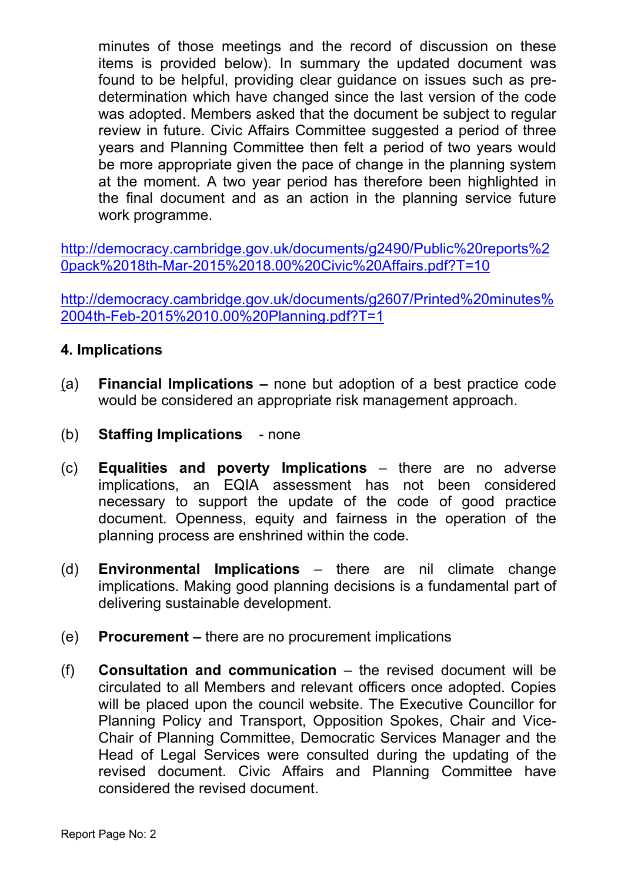minutes of those meetings and the record of discussion on these items is provided below). In summary the updated document was found to be helpful, providing clear guidance on issues such as pre-determination which have changed since the last version of the code was adopted. Members asked that the document be subject to regular review in future. Civic Affairs Committee suggested a period of three years and Planning Committee then felt a period of two years would be more appropriate given the pace of change in the planning system at the moment. A two year period has therefore been highlighted in the final document and as an action in the planning service future work programme.

http://democracy.cambridge.gov.uk/documents/g2490/Public%20reports%20pack%2018th-Mar-2015%2018.00%20Civic%20Affairs.pdf?T=10

http://democracy.cambridge.gov.uk/documents/g2607/Printed%20minutes%2004th-Feb-2015%2010.00%20Planning.pdf?T=1

**4. Implications**

(a) **Financial Implications –** none but adoption of a best practice code would be considered an appropriate risk management approach.

(b) **Staffing Implications** - none

(c) **Equalities and poverty Implications** – there are no adverse implications, an EQIA assessment has not been considered necessary to support the update of the code of good practice document. Openness, equity and fairness in the operation of the planning process are enshrined within the code.

(d) **Environmental Implications** – there are nil climate change implications. Making good planning decisions is a fundamental part of delivering sustainable development.

(e) **Procurement –** there are no procurement implications

(f) **Consultation and communication** – the revised document will be circulated to all Members and relevant officers once adopted. Copies will be placed upon the council website. The Executive Councillor for Planning Policy and Transport, Opposition Spokes, Chair and Vice-Chair of Planning Committee, Democratic Services Manager and the Head of Legal Services were consulted during the updating of the revised document. Civic Affairs and Planning Committee have considered the revised document.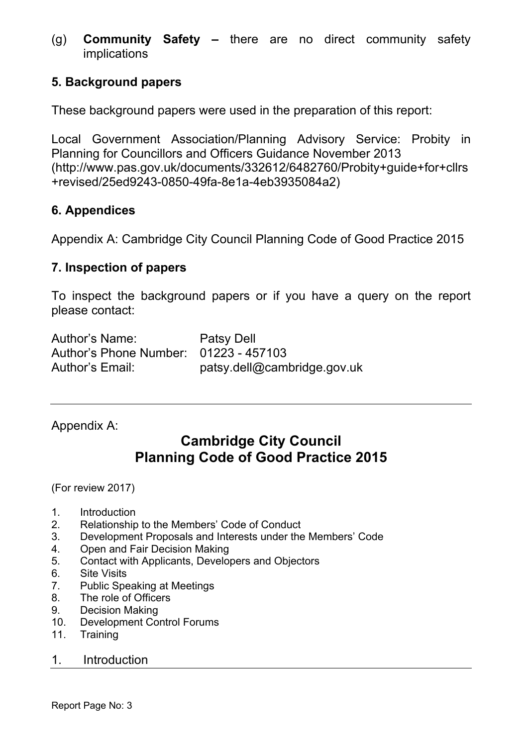(g) **Community Safety –** there are no direct community safety implications

## 5. Background papers

These background papers were used in the preparation of this report:

Local Government Association/Planning Advisory Service: Probity in Planning for Councillors and Officers Guidance November 2013 (http://www.pas.gov.uk/documents/332612/6482760/Probity+guide+for+cllrs+revised/25ed9243-0850-49fa-8e1a-4eb3935084a2)

## 6. Appendices

Appendix A: Cambridge City Council Planning Code of Good Practice 2015

## 7. Inspection of papers

To inspect the background papers or if you have a query on the report please contact:

Author's Name: Patsy Dell
Author's Phone Number: 01223 - 457103
Author's Email: patsy.dell@cambridge.gov.uk

---

Appendix A:

# Cambridge City Council
# Planning Code of Good Practice 2015

(For review 2017)

1. Introduction
2. Relationship to the Members' Code of Conduct
3. Development Proposals and Interests under the Members' Code
4. Open and Fair Decision Making
5. Contact with Applicants, Developers and Objectors
6. Site Visits
7. Public Speaking at Meetings
8. The role of Officers
9. Decision Making
10. Development Control Forums
11. Training

## 1. Introduction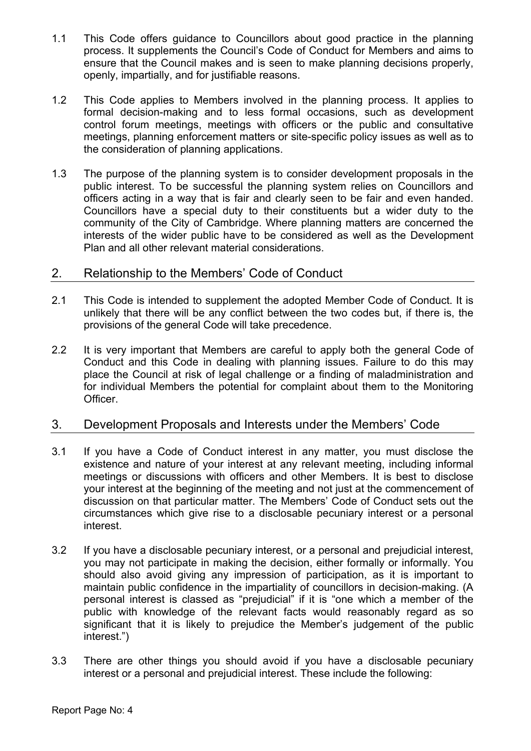1.1 This Code offers guidance to Councillors about good practice in the planning process. It supplements the Council's Code of Conduct for Members and aims to ensure that the Council makes and is seen to make planning decisions properly, openly, impartially, and for justifiable reasons.

1.2 This Code applies to Members involved in the planning process. It applies to formal decision-making and to less formal occasions, such as development control forum meetings, meetings with officers or the public and consultative meetings, planning enforcement matters or site-specific policy issues as well as to the consideration of planning applications.

1.3 The purpose of the planning system is to consider development proposals in the public interest. To be successful the planning system relies on Councillors and officers acting in a way that is fair and clearly seen to be fair and even handed. Councillors have a special duty to their constituents but a wider duty to the community of the City of Cambridge. Where planning matters are concerned the interests of the wider public have to be considered as well as the Development Plan and all other relevant material considerations.

## 2. Relationship to the Members' Code of Conduct

2.1 This Code is intended to supplement the adopted Member Code of Conduct. It is unlikely that there will be any conflict between the two codes but, if there is, the provisions of the general Code will take precedence.

2.2 It is very important that Members are careful to apply both the general Code of Conduct and this Code in dealing with planning issues. Failure to do this may place the Council at risk of legal challenge or a finding of maladministration and for individual Members the potential for complaint about them to the Monitoring Officer.

## 3. Development Proposals and Interests under the Members' Code

3.1 If you have a Code of Conduct interest in any matter, you must disclose the existence and nature of your interest at any relevant meeting, including informal meetings or discussions with officers and other Members. It is best to disclose your interest at the beginning of the meeting and not just at the commencement of discussion on that particular matter. The Members' Code of Conduct sets out the circumstances which give rise to a disclosable pecuniary interest or a personal interest.

3.2 If you have a disclosable pecuniary interest, or a personal and prejudicial interest, you may not participate in making the decision, either formally or informally. You should also avoid giving any impression of participation, as it is important to maintain public confidence in the impartiality of councillors in decision-making. (A personal interest is classed as "prejudicial" if it is "one which a member of the public with knowledge of the relevant facts would reasonably regard as so significant that it is likely to prejudice the Member's judgement of the public interest.")

3.3 There are other things you should avoid if you have a disclosable pecuniary interest or a personal and prejudicial interest. These include the following: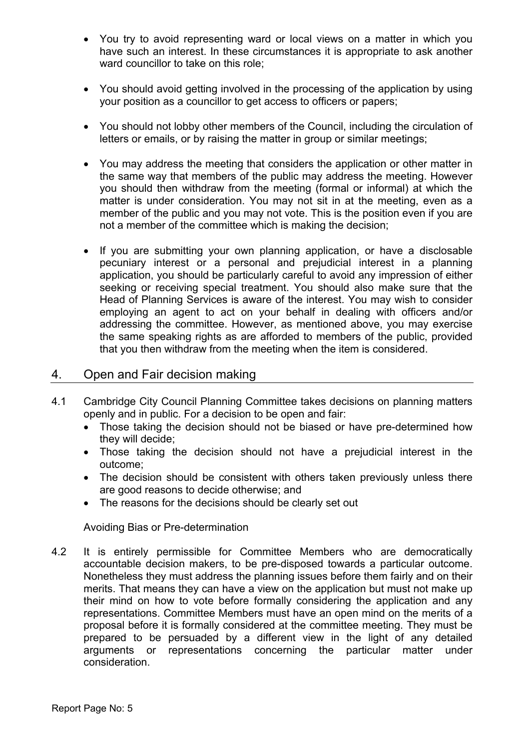- You try to avoid representing ward or local views on a matter in which you have such an interest. In these circumstances it is appropriate to ask another ward councillor to take on this role;

- You should avoid getting involved in the processing of the application by using your position as a councillor to get access to officers or papers;

- You should not lobby other members of the Council, including the circulation of letters or emails, or by raising the matter in group or similar meetings;

- You may address the meeting that considers the application or other matter in the same way that members of the public may address the meeting. However you should then withdraw from the meeting (formal or informal) at which the matter is under consideration. You may not sit in at the meeting, even as a member of the public and you may not vote. This is the position even if you are not a member of the committee which is making the decision;

- If you are submitting your own planning application, or have a disclosable pecuniary interest or a personal and prejudicial interest in a planning application, you should be particularly careful to avoid any impression of either seeking or receiving special treatment. You should also make sure that the Head of Planning Services is aware of the interest. You may wish to consider employing an agent to act on your behalf in dealing with officers and/or addressing the committee. However, as mentioned above, you may exercise the same speaking rights as are afforded to members of the public, provided that you then withdraw from the meeting when the item is considered.

## 4. Open and Fair decision making

4.1 Cambridge City Council Planning Committee takes decisions on planning matters openly and in public. For a decision to be open and fair:

- Those taking the decision should not be biased or have pre-determined how they will decide;
- Those taking the decision should not have a prejudicial interest in the outcome;
- The decision should be consistent with others taken previously unless there are good reasons to decide otherwise; and
- The reasons for the decisions should be clearly set out

Avoiding Bias or Pre-determination

4.2 It is entirely permissible for Committee Members who are democratically accountable decision makers, to be pre-disposed towards a particular outcome. Nonetheless they must address the planning issues before them fairly and on their merits. That means they can have a view on the application but must not make up their mind on how to vote before formally considering the application and any representations. Committee Members must have an open mind on the merits of a proposal before it is formally considered at the committee meeting. They must be prepared to be persuaded by a different view in the light of any detailed arguments or representations concerning the particular matter under consideration.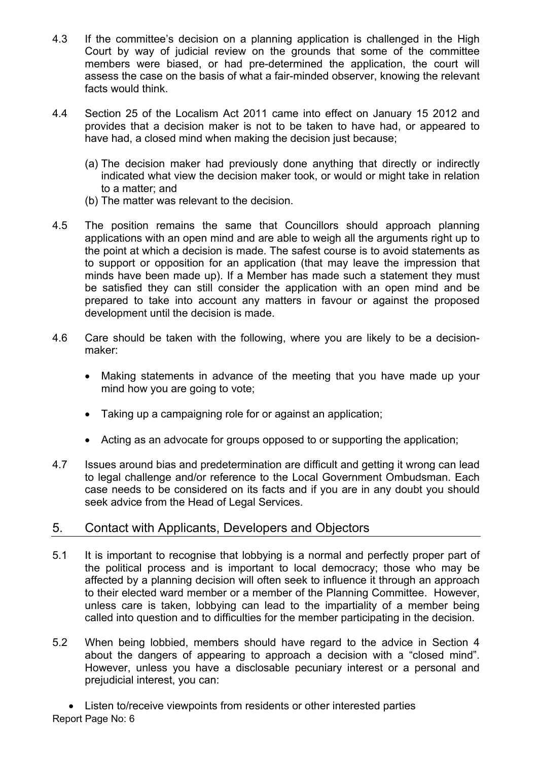4.3 If the committee's decision on a planning application is challenged in the High Court by way of judicial review on the grounds that some of the committee members were biased, or had pre-determined the application, the court will assess the case on the basis of what a fair-minded observer, knowing the relevant facts would think.

4.4 Section 25 of the Localism Act 2011 came into effect on January 15 2012 and provides that a decision maker is not to be taken to have had, or appeared to have had, a closed mind when making the decision just because;

(a) The decision maker had previously done anything that directly or indirectly indicated what view the decision maker took, or would or might take in relation to a matter; and
(b) The matter was relevant to the decision.

4.5 The position remains the same that Councillors should approach planning applications with an open mind and are able to weigh all the arguments right up to the point at which a decision is made. The safest course is to avoid statements as to support or opposition for an application (that may leave the impression that minds have been made up). If a Member has made such a statement they must be satisfied they can still consider the application with an open mind and be prepared to take into account any matters in favour or against the proposed development until the decision is made.

4.6 Care should be taken with the following, where you are likely to be a decision-maker:

- Making statements in advance of the meeting that you have made up your mind how you are going to vote;
- Taking up a campaigning role for or against an application;
- Acting as an advocate for groups opposed to or supporting the application;

4.7 Issues around bias and predetermination are difficult and getting it wrong can lead to legal challenge and/or reference to the Local Government Ombudsman. Each case needs to be considered on its facts and if you are in any doubt you should seek advice from the Head of Legal Services.

## 5. Contact with Applicants, Developers and Objectors

5.1 It is important to recognise that lobbying is a normal and perfectly proper part of the political process and is important to local democracy; those who may be affected by a planning decision will often seek to influence it through an approach to their elected ward member or a member of the Planning Committee. However, unless care is taken, lobbying can lead to the impartiality of a member being called into question and to difficulties for the member participating in the decision.

5.2 When being lobbied, members should have regard to the advice in Section 4 about the dangers of appearing to approach a decision with a "closed mind". However, unless you have a disclosable pecuniary interest or a personal and prejudicial interest, you can:

- Listen to/receive viewpoints from residents or other interested parties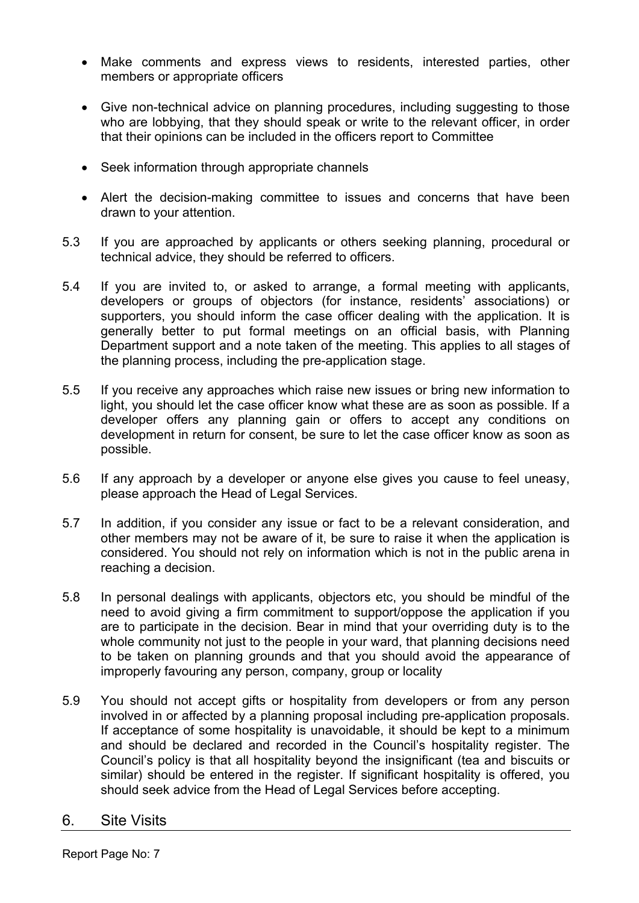- Make comments and express views to residents, interested parties, other members or appropriate officers

- Give non-technical advice on planning procedures, including suggesting to those who are lobbying, that they should speak or write to the relevant officer, in order that their opinions can be included in the officers report to Committee

- Seek information through appropriate channels

- Alert the decision-making committee to issues and concerns that have been drawn to your attention.

5.3 If you are approached by applicants or others seeking planning, procedural or technical advice, they should be referred to officers.

5.4 If you are invited to, or asked to arrange, a formal meeting with applicants, developers or groups of objectors (for instance, residents' associations) or supporters, you should inform the case officer dealing with the application. It is generally better to put formal meetings on an official basis, with Planning Department support and a note taken of the meeting. This applies to all stages of the planning process, including the pre-application stage.

5.5 If you receive any approaches which raise new issues or bring new information to light, you should let the case officer know what these are as soon as possible. If a developer offers any planning gain or offers to accept any conditions on development in return for consent, be sure to let the case officer know as soon as possible.

5.6 If any approach by a developer or anyone else gives you cause to feel uneasy, please approach the Head of Legal Services.

5.7 In addition, if you consider any issue or fact to be a relevant consideration, and other members may not be aware of it, be sure to raise it when the application is considered. You should not rely on information which is not in the public arena in reaching a decision.

5.8 In personal dealings with applicants, objectors etc, you should be mindful of the need to avoid giving a firm commitment to support/oppose the application if you are to participate in the decision. Bear in mind that your overriding duty is to the whole community not just to the people in your ward, that planning decisions need to be taken on planning grounds and that you should avoid the appearance of improperly favouring any person, company, group or locality

5.9 You should not accept gifts or hospitality from developers or from any person involved in or affected by a planning proposal including pre-application proposals. If acceptance of some hospitality is unavoidable, it should be kept to a minimum and should be declared and recorded in the Council's hospitality register. The Council's policy is that all hospitality beyond the insignificant (tea and biscuits or similar) should be entered in the register. If significant hospitality is offered, you should seek advice from the Head of Legal Services before accepting.

## 6. Site Visits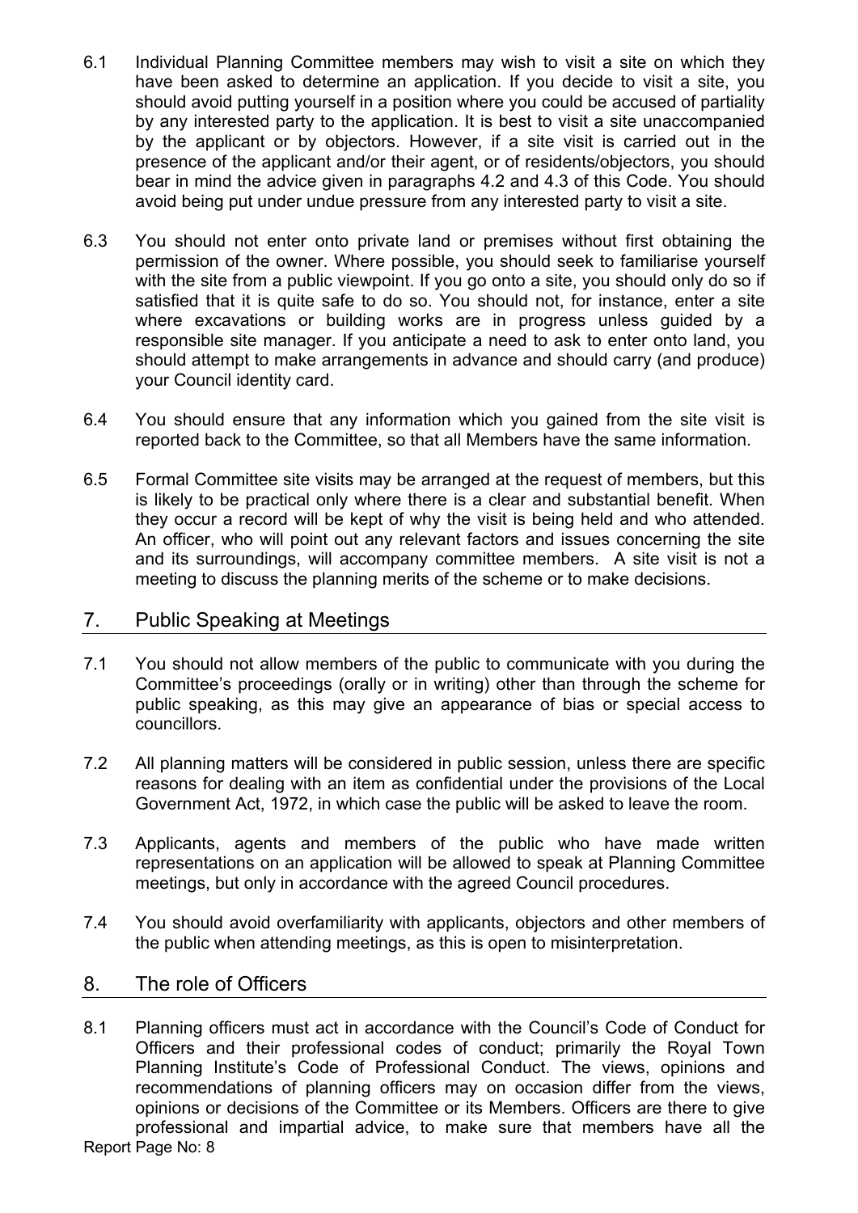6.1 Individual Planning Committee members may wish to visit a site on which they have been asked to determine an application. If you decide to visit a site, you should avoid putting yourself in a position where you could be accused of partiality by any interested party to the application. It is best to visit a site unaccompanied by the applicant or by objectors. However, if a site visit is carried out in the presence of the applicant and/or their agent, or of residents/objectors, you should bear in mind the advice given in paragraphs 4.2 and 4.3 of this Code. You should avoid being put under undue pressure from any interested party to visit a site.

6.3 You should not enter onto private land or premises without first obtaining the permission of the owner. Where possible, you should seek to familiarise yourself with the site from a public viewpoint. If you go onto a site, you should only do so if satisfied that it is quite safe to do so. You should not, for instance, enter a site where excavations or building works are in progress unless guided by a responsible site manager. If you anticipate a need to ask to enter onto land, you should attempt to make arrangements in advance and should carry (and produce) your Council identity card.

6.4 You should ensure that any information which you gained from the site visit is reported back to the Committee, so that all Members have the same information.

6.5 Formal Committee site visits may be arranged at the request of members, but this is likely to be practical only where there is a clear and substantial benefit. When they occur a record will be kept of why the visit is being held and who attended. An officer, who will point out any relevant factors and issues concerning the site and its surroundings, will accompany committee members. A site visit is not a meeting to discuss the planning merits of the scheme or to make decisions.

## 7. Public Speaking at Meetings

7.1 You should not allow members of the public to communicate with you during the Committee's proceedings (orally or in writing) other than through the scheme for public speaking, as this may give an appearance of bias or special access to councillors.

7.2 All planning matters will be considered in public session, unless there are specific reasons for dealing with an item as confidential under the provisions of the Local Government Act, 1972, in which case the public will be asked to leave the room.

7.3 Applicants, agents and members of the public who have made written representations on an application will be allowed to speak at Planning Committee meetings, but only in accordance with the agreed Council procedures.

7.4 You should avoid overfamiliarity with applicants, objectors and other members of the public when attending meetings, as this is open to misinterpretation.

## 8. The role of Officers

8.1 Planning officers must act in accordance with the Council's Code of Conduct for Officers and their professional codes of conduct; primarily the Royal Town Planning Institute's Code of Professional Conduct. The views, opinions and recommendations of planning officers may on occasion differ from the views, opinions or decisions of the Committee or its Members. Officers are there to give professional and impartial advice, to make sure that members have all the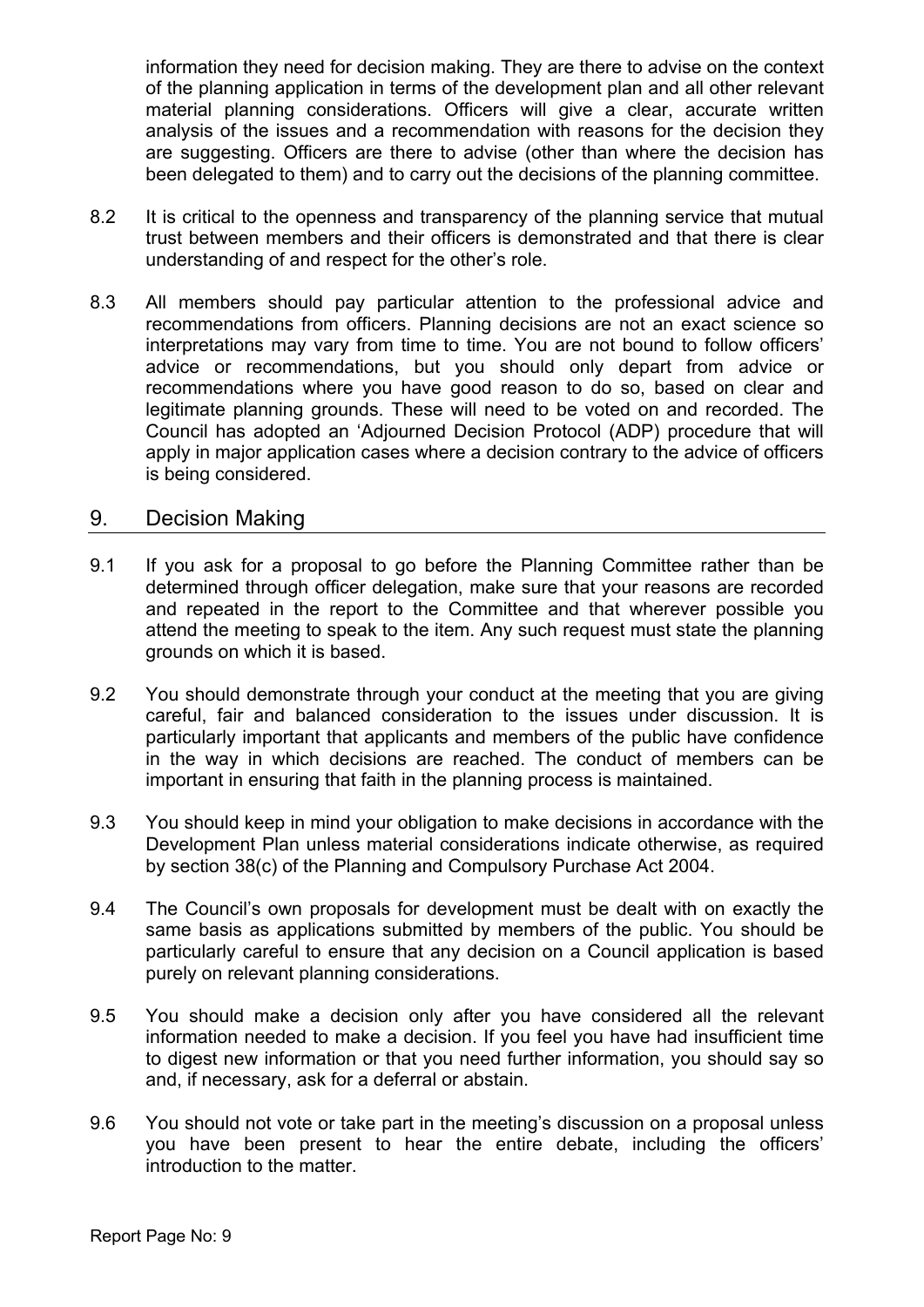information they need for decision making. They are there to advise on the context of the planning application in terms of the development plan and all other relevant material planning considerations. Officers will give a clear, accurate written analysis of the issues and a recommendation with reasons for the decision they are suggesting. Officers are there to advise (other than where the decision has been delegated to them) and to carry out the decisions of the planning committee.

8.2 It is critical to the openness and transparency of the planning service that mutual trust between members and their officers is demonstrated and that there is clear understanding of and respect for the other's role.

8.3 All members should pay particular attention to the professional advice and recommendations from officers. Planning decisions are not an exact science so interpretations may vary from time to time. You are not bound to follow officers' advice or recommendations, but you should only depart from advice or recommendations where you have good reason to do so, based on clear and legitimate planning grounds. These will need to be voted on and recorded. The Council has adopted an 'Adjourned Decision Protocol (ADP) procedure that will apply in major application cases where a decision contrary to the advice of officers is being considered.

## 9. Decision Making

9.1 If you ask for a proposal to go before the Planning Committee rather than be determined through officer delegation, make sure that your reasons are recorded and repeated in the report to the Committee and that wherever possible you attend the meeting to speak to the item. Any such request must state the planning grounds on which it is based.

9.2 You should demonstrate through your conduct at the meeting that you are giving careful, fair and balanced consideration to the issues under discussion. It is particularly important that applicants and members of the public have confidence in the way in which decisions are reached. The conduct of members can be important in ensuring that faith in the planning process is maintained.

9.3 You should keep in mind your obligation to make decisions in accordance with the Development Plan unless material considerations indicate otherwise, as required by section 38(c) of the Planning and Compulsory Purchase Act 2004.

9.4 The Council's own proposals for development must be dealt with on exactly the same basis as applications submitted by members of the public. You should be particularly careful to ensure that any decision on a Council application is based purely on relevant planning considerations.

9.5 You should make a decision only after you have considered all the relevant information needed to make a decision. If you feel you have had insufficient time to digest new information or that you need further information, you should say so and, if necessary, ask for a deferral or abstain.

9.6 You should not vote or take part in the meeting's discussion on a proposal unless you have been present to hear the entire debate, including the officers' introduction to the matter.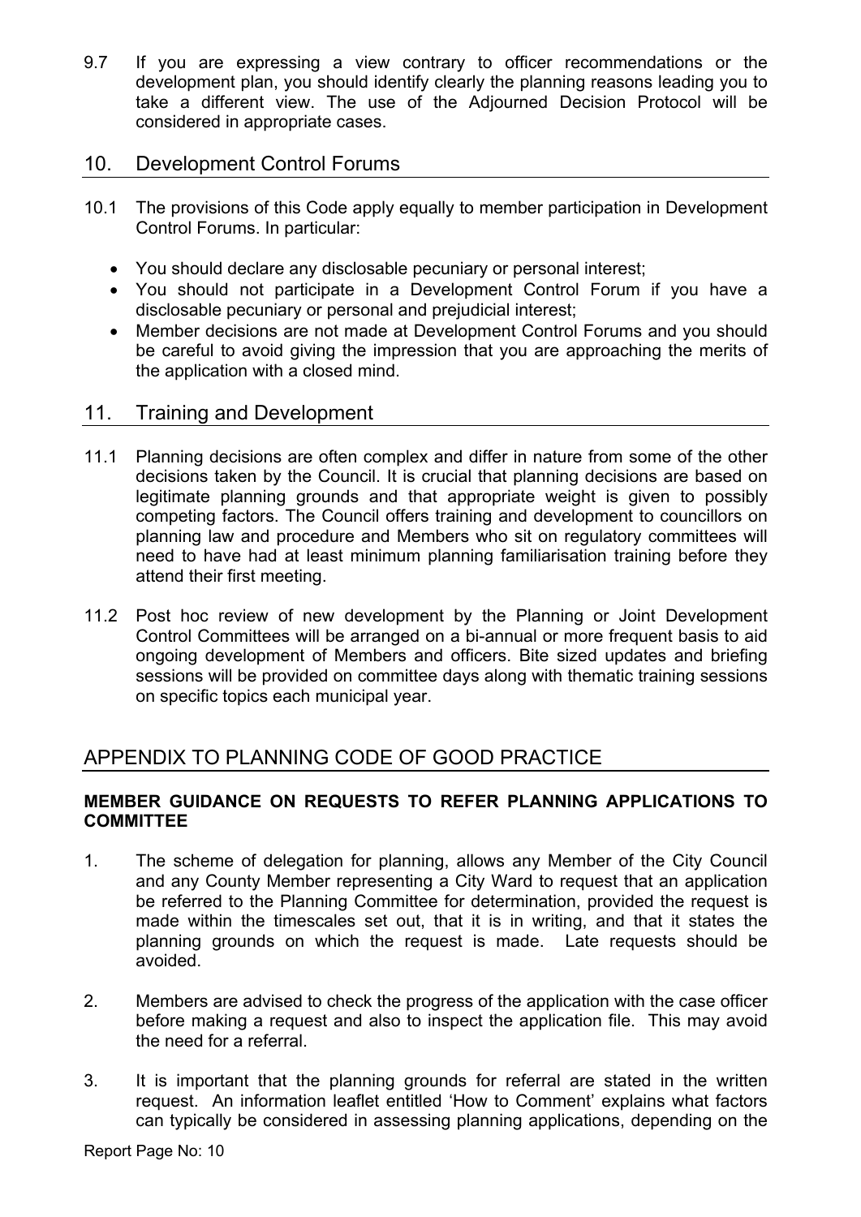9.7 If you are expressing a view contrary to officer recommendations or the development plan, you should identify clearly the planning reasons leading you to take a different view. The use of the Adjourned Decision Protocol will be considered in appropriate cases.

## 10. Development Control Forums

10.1 The provisions of this Code apply equally to member participation in Development Control Forums. In particular:

- You should declare any disclosable pecuniary or personal interest;
- You should not participate in a Development Control Forum if you have a disclosable pecuniary or personal and prejudicial interest;
- Member decisions are not made at Development Control Forums and you should be careful to avoid giving the impression that you are approaching the merits of the application with a closed mind.

## 11. Training and Development

11.1 Planning decisions are often complex and differ in nature from some of the other decisions taken by the Council. It is crucial that planning decisions are based on legitimate planning grounds and that appropriate weight is given to possibly competing factors. The Council offers training and development to councillors on planning law and procedure and Members who sit on regulatory committees will need to have had at least minimum planning familiarisation training before they attend their first meeting.

11.2 Post hoc review of new development by the Planning or Joint Development Control Committees will be arranged on a bi-annual or more frequent basis to aid ongoing development of Members and officers. Bite sized updates and briefing sessions will be provided on committee days along with thematic training sessions on specific topics each municipal year.

## APPENDIX TO PLANNING CODE OF GOOD PRACTICE

**MEMBER GUIDANCE ON REQUESTS TO REFER PLANNING APPLICATIONS TO COMMITTEE**

1. The scheme of delegation for planning, allows any Member of the City Council and any County Member representing a City Ward to request that an application be referred to the Planning Committee for determination, provided the request is made within the timescales set out, that it is in writing, and that it states the planning grounds on which the request is made. Late requests should be avoided.

2. Members are advised to check the progress of the application with the case officer before making a request and also to inspect the application file. This may avoid the need for a referral.

3. It is important that the planning grounds for referral are stated in the written request. An information leaflet entitled 'How to Comment' explains what factors can typically be considered in assessing planning applications, depending on the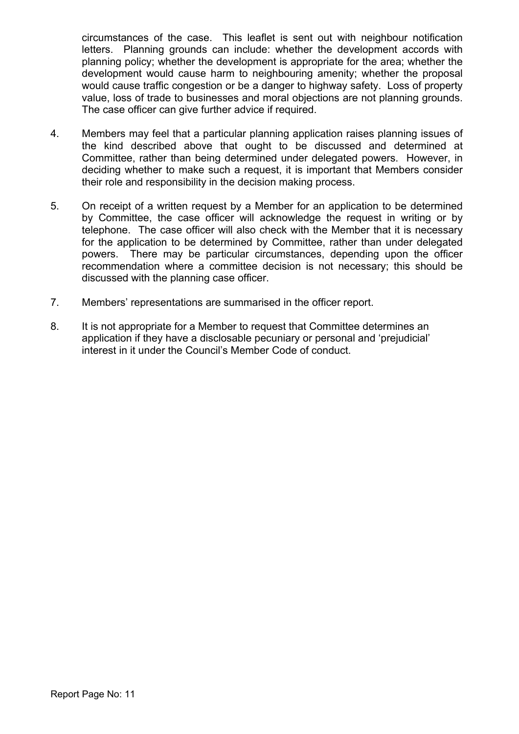circumstances of the case. This leaflet is sent out with neighbour notification letters. Planning grounds can include: whether the development accords with planning policy; whether the development is appropriate for the area; whether the development would cause harm to neighbouring amenity; whether the proposal would cause traffic congestion or be a danger to highway safety. Loss of property value, loss of trade to businesses and moral objections are not planning grounds. The case officer can give further advice if required.

4. Members may feel that a particular planning application raises planning issues of the kind described above that ought to be discussed and determined at Committee, rather than being determined under delegated powers. However, in deciding whether to make such a request, it is important that Members consider their role and responsibility in the decision making process.

5. On receipt of a written request by a Member for an application to be determined by Committee, the case officer will acknowledge the request in writing or by telephone. The case officer will also check with the Member that it is necessary for the application to be determined by Committee, rather than under delegated powers. There may be particular circumstances, depending upon the officer recommendation where a committee decision is not necessary; this should be discussed with the planning case officer.

7. Members' representations are summarised in the officer report.

8. It is not appropriate for a Member to request that Committee determines an application if they have a disclosable pecuniary or personal and 'prejudicial' interest in it under the Council's Member Code of conduct.